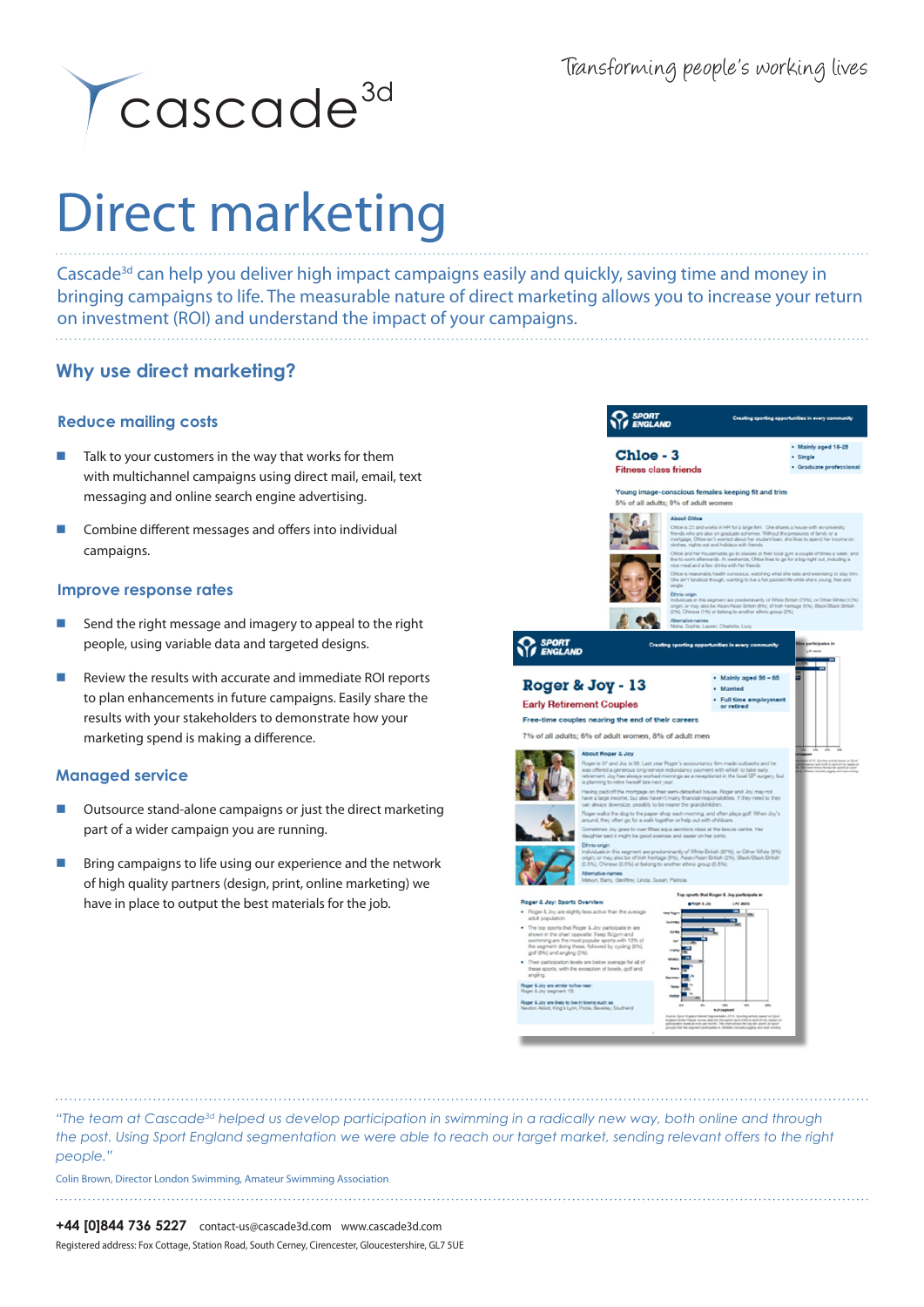cascade3d

*Transforming people's working lives*

# Direct marketing

Cascade3d can help you deliver high impact campaigns easily and quickly, saving time and money in bringing campaigns to life. The measurable nature of direct marketing allows you to increase your return on investment (ROI) and understand the impact of your campaigns.

## Why use direct marketing?

### Reduce mailing costs

- Talk to your customers in the way that works for them with multichannel campaigns using direct mail, email, text messaging and online search engine advertising.
- Combine different messages and offers into individual campaigns.

### Improve response rates

- Send the right message and imagery to appeal to the right people, using variable data and targeted designs.
- Review the results with accurate and immediate ROI reports to plan enhancements in future campaigns. Easily share the results with your stakeholders to demonstrate how your marketing spend is making a difference.

### Managed service

- Outsource stand-alone campaigns or just the direct marketing part of a wider campaign you are running.
- Bring campaigns to life using our experience and the network of high quality partners (design, print, online marketing) we have in place to output the best materials for the job.

*"The team at Cascade3d helped us develop participation in swimming in a radically new way, both online and through the post. Using Sport England segmentation we were able to reach our target market, sending relevant offers to the right people."*

Colin Brown, Director London Swimming, Amateur Swimming Association

**+44 [0]844 736 5227** contact-us@cascade3d.com www.cascade3d.com

Registered address: Fox Cottage, Station Road, South Cerney, Cirencester, Gloucestershire, GL7 5UE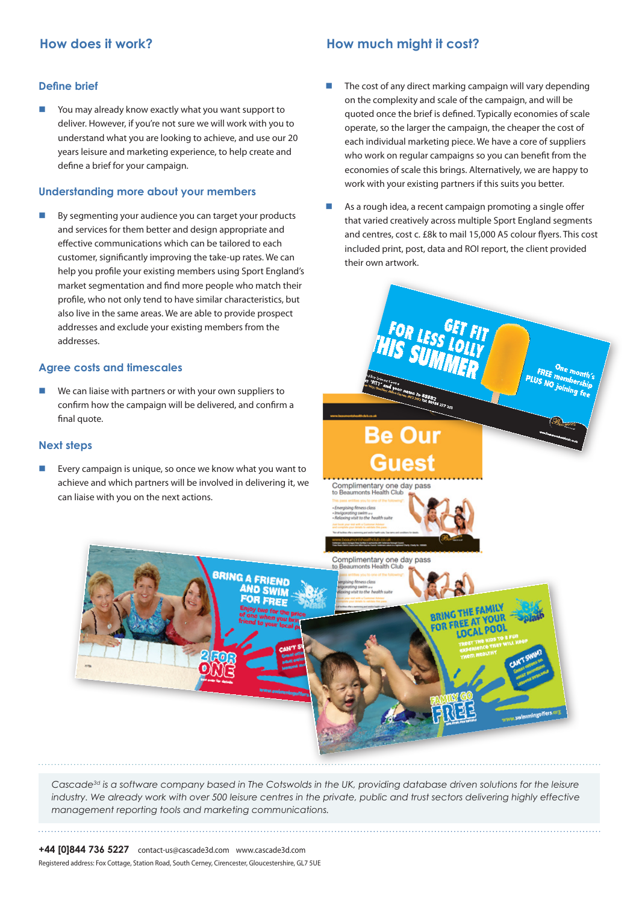## How does it work?

### Define brief

- You may already know exactly what you want support to deliver. However, if you're not sure we will work with you to understand what you are looking to achieve, and use our 20 years leisure and marketing experience, to help create and define a brief for your campaign.

### Understanding more about your members

- By segmenting your audience you can target your products and services for them better and design appropriate and effective communications which can be tailored to each customer, significantly improving the take-up rates. We can help you profile your existing members using Sport England's market segmentation and find more people who match their profile, who not only tend to have similar characteristics, but also live in the same areas. We are able to provide prospect addresses and exclude your existing members from the addresses.

### Agree costs and timescales

- We can liaise with partners or with your own suppliers to confirm how the campaign will be delivered, and confirm a final quote.

### Next steps

- Every campaign is unique, so once we know what you want to achieve and which partners will be involved in delivering it, we can liaise with you on the next actions.

## How much might it cost?

- The cost of any direct marking campaign will vary depending on the complexity and scale of the campaign, and will be quoted once the brief is defined. Typically economies of scale operate, so the larger the campaign, the cheaper the cost of each individual marketing piece. We have a core of suppliers who work on regular campaigns so you can benefit from the economies of scale this brings. Alternatively, we are happy to work with your existing partners if this suits you better.
- As a rough idea, a recent campaign promoting a single offer that varied creatively across multiple Sport England segments and centres, cost c. £8k to mail 15,000 A5 colour flyers. This cost included print, post, data and ROI report, the client provided their own artwork.

*Cascade[3d] is a software company based in The Cotswolds in the UK, providing database driven solutions for the leisure industry. We already work with over 500 leisure centres in the private, public and trust sectors delivering highly effective management reporting tools and marketing communications.*

**+44 [0]844 736 5227** contact-us@cascade3d.com www.cascade3d.com

Registered address: Fox Cottage, Station Road, South Cerney, Cirencester, Gloucestershire, GL7 5UE